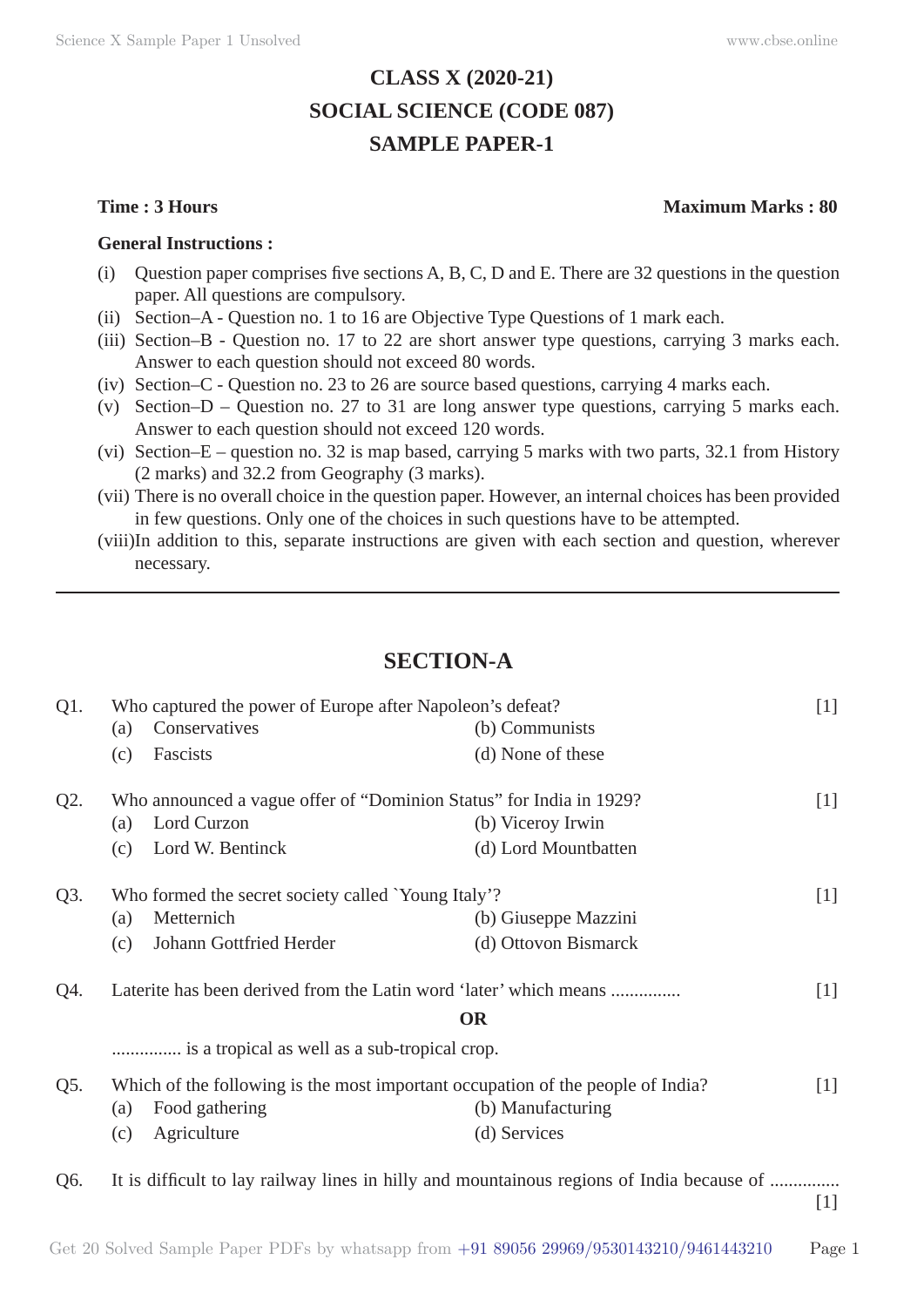# CLASS X (2020-21)
# SOCIAL SCIENCE (CODE 087)
# SAMPLE PAPER-1

**Time : 3 Hours** **Maximum Marks : 80**

**General Instructions :**

(i) Question paper comprises five sections A, B, C, D and E. There are 32 questions in the question paper. All questions are compulsory.
(ii) Section–A - Question no. 1 to 16 are Objective Type Questions of 1 mark each.
(iii) Section–B - Question no. 17 to 22 are short answer type questions, carrying 3 marks each. Answer to each question should not exceed 80 words.
(iv) Section–C - Question no. 23 to 26 are source based questions, carrying 4 marks each.
(v) Section–D – Question no. 27 to 31 are long answer type questions, carrying 5 marks each. Answer to each question should not exceed 120 words.
(vi) Section–E – question no. 32 is map based, carrying 5 marks with two parts, 32.1 from History (2 marks) and 32.2 from Geography (3 marks).
(vii) There is no overall choice in the question paper. However, an internal choices has been provided in few questions. Only one of the choices in such questions have to be attempted.
(viii) In addition to this, separate instructions are given with each section and question, wherever necessary.

---

## SECTION-A

Q1. Who captured the power of Europe after Napoleon's defeat? [1]
(a) Conservatives (b) Communists
(c) Fascists (d) None of these

Q2. Who announced a vague offer of "Dominion Status" for India in 1929? [1]
(a) Lord Curzon (b) Viceroy Irwin
(c) Lord W. Bentinck (d) Lord Mountbatten

Q3. Who formed the secret society called `Young Italy'? [1]
(a) Metternich (b) Giuseppe Mazzini
(c) Johann Gottfried Herder (d) Ottovon Bismarck

Q4. Laterite has been derived from the Latin word 'later' which means ............... [1]

**OR**

............... is a tropical as well as a sub-tropical crop.

Q5. Which of the following is the most important occupation of the people of India? [1]
(a) Food gathering (b) Manufacturing
(c) Agriculture (d) Services

Q6. It is difficult to lay railway lines in hilly and mountainous regions of India because of ............... [1]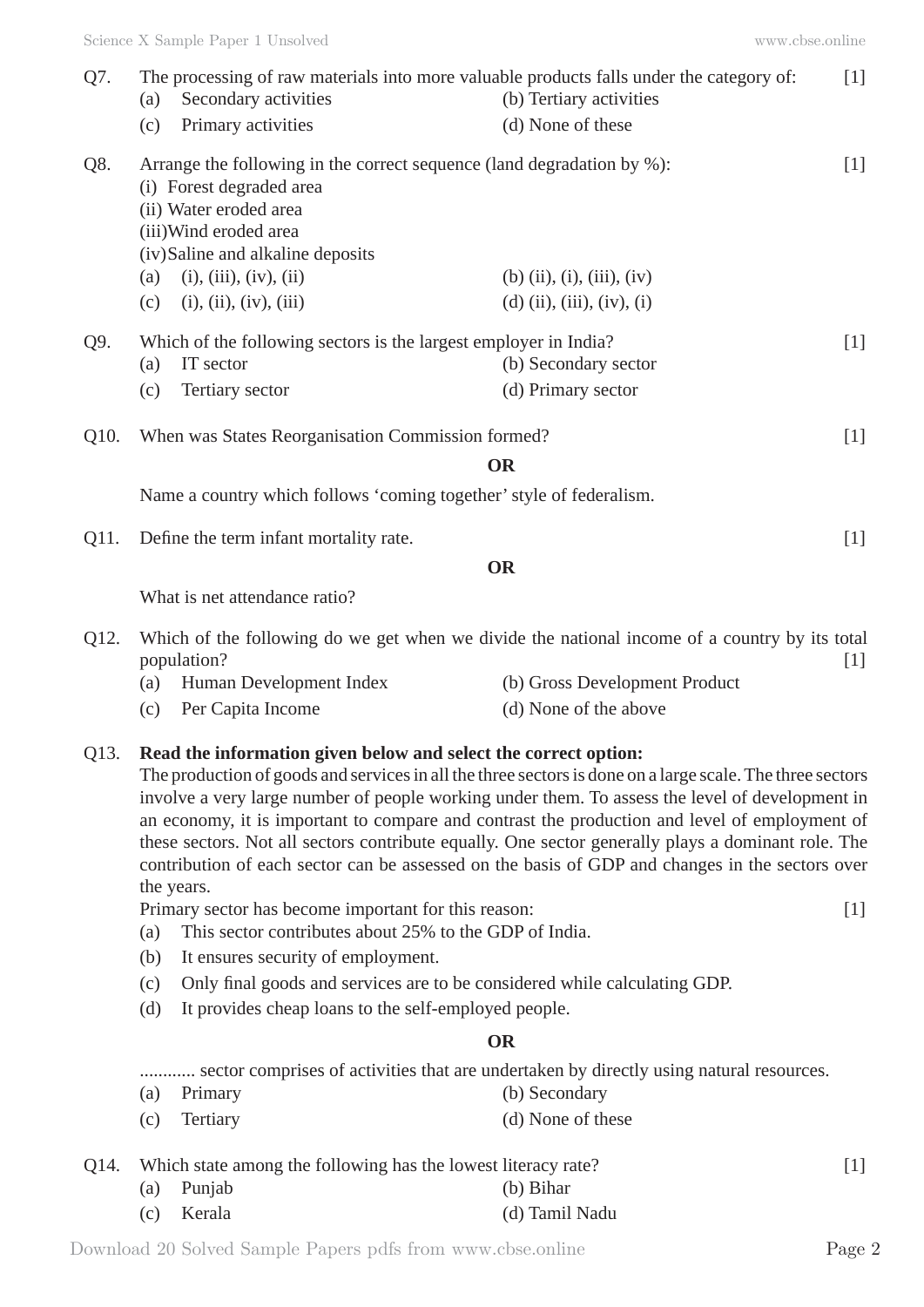Q7. The processing of raw materials into more valuable products falls under the category of: [1]

(a) Secondary activities
(b) Tertiary activities
(c) Primary activities
(d) None of these

Q8. Arrange the following in the correct sequence (land degradation by %): [1]

(i) Forest degraded area
(ii) Water eroded area
(iii) Wind eroded area
(iv) Saline and alkaline deposits

(a) (i), (iii), (iv), (ii)
(b) (ii), (i), (iii), (iv)
(c) (i), (ii), (iv), (iii)
(d) (ii), (iii), (iv), (i)

Q9. Which of the following sectors is the largest employer in India? [1]

(a) IT sector
(b) Secondary sector
(c) Tertiary sector
(d) Primary sector

Q10. When was States Reorganisation Commission formed? [1]

**OR**

Name a country which follows 'coming together' style of federalism.

Q11. Define the term infant mortality rate. [1]

**OR**

What is net attendance ratio?

Q12. Which of the following do we get when we divide the national income of a country by its total population? [1]

(a) Human Development Index
(b) Gross Development Product
(c) Per Capita Income
(d) None of the above

Q13. **Read the information given below and select the correct option:**

The production of goods and services in all the three sectors is done on a large scale. The three sectors involve a very large number of people working under them. To assess the level of development in an economy, it is important to compare and contrast the production and level of employment of these sectors. Not all sectors contribute equally. One sector generally plays a dominant role. The contribution of each sector can be assessed on the basis of GDP and changes in the sectors over the years.

Primary sector has become important for this reason: [1]

(a) This sector contributes about 25% to the GDP of India.
(b) It ensures security of employment.
(c) Only final goods and services are to be considered while calculating GDP.
(d) It provides cheap loans to the self-employed people.

**OR**

............ sector comprises of activities that are undertaken by directly using natural resources.

(a) Primary
(b) Secondary
(c) Tertiary
(d) None of these

Q14. Which state among the following has the lowest literacy rate? [1]

(a) Punjab
(b) Bihar
(c) Kerala
(d) Tamil Nadu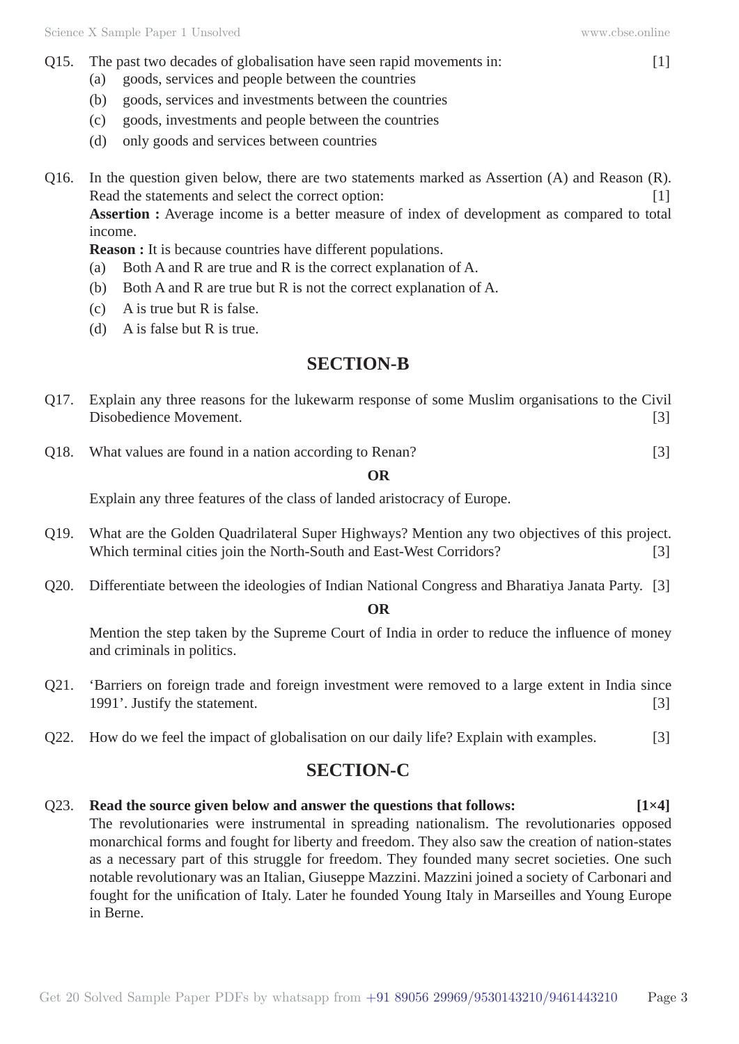Q15. The past two decades of globalisation have seen rapid movements in: [1]

(a) goods, services and people between the countries

(b) goods, services and investments between the countries

(c) goods, investments and people between the countries

(d) only goods and services between countries

Q16. In the question given below, there are two statements marked as Assertion (A) and Reason (R). Read the statements and select the correct option: [1]

**Assertion :** Average income is a better measure of index of development as compared to total income.

**Reason :** It is because countries have different populations.

(a) Both A and R are true and R is the correct explanation of A.

(b) Both A and R are true but R is not the correct explanation of A.

(c) A is true but R is false.

(d) A is false but R is true.

## SECTION-B

Q17. Explain any three reasons for the lukewarm response of some Muslim organisations to the Civil Disobedience Movement. [3]

Q18. What values are found in a nation according to Renan? [3]

**OR**

Explain any three features of the class of landed aristocracy of Europe.

Q19. What are the Golden Quadrilateral Super Highways? Mention any two objectives of this project. Which terminal cities join the North-South and East-West Corridors? [3]

Q20. Differentiate between the ideologies of Indian National Congress and Bharatiya Janata Party. [3]

**OR**

Mention the step taken by the Supreme Court of India in order to reduce the influence of money and criminals in politics.

Q21. 'Barriers on foreign trade and foreign investment were removed to a large extent in India since 1991'. Justify the statement. [3]

Q22. How do we feel the impact of globalisation on our daily life? Explain with examples. [3]

## SECTION-C

Q23. **Read the source given below and answer the questions that follows: [1×4]**

The revolutionaries were instrumental in spreading nationalism. The revolutionaries opposed monarchical forms and fought for liberty and freedom. They also saw the creation of nation-states as a necessary part of this struggle for freedom. They founded many secret societies. One such notable revolutionary was an Italian, Giuseppe Mazzini. Mazzini joined a society of Carbonari and fought for the unification of Italy. Later he founded Young Italy in Marseilles and Young Europe in Berne.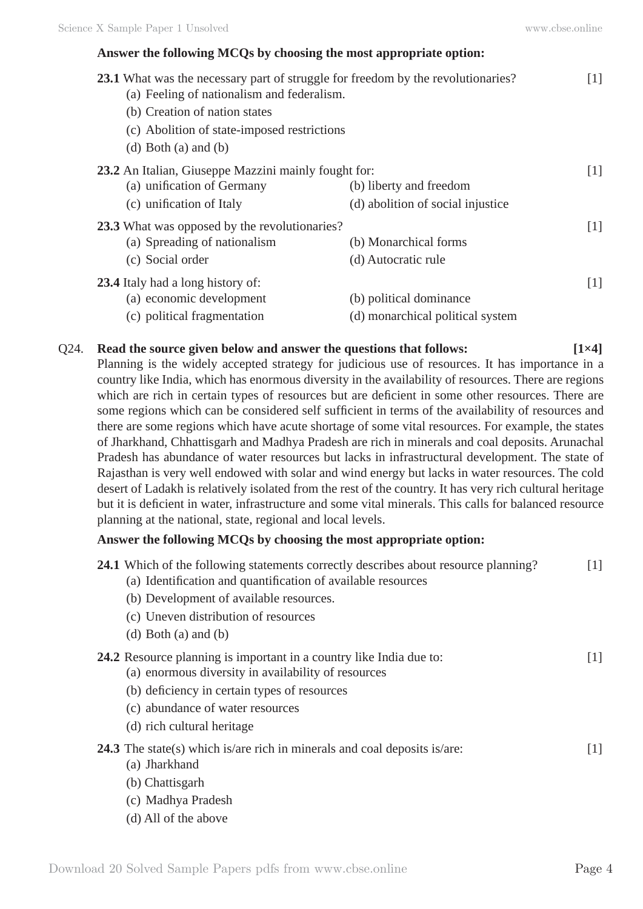**Answer the following MCQs by choosing the most appropriate option:**

**23.1** What was the necessary part of struggle for freedom by the revolutionaries? [1]

(a) Feeling of nationalism and federalism.

(b) Creation of nation states

(c) Abolition of state-imposed restrictions

(d) Both (a) and (b)

**23.2** An Italian, Giuseppe Mazzini mainly fought for: [1]

(a) unification of Germany

(b) liberty and freedom

(c) unification of Italy

(d) abolition of social injustice

**23.3** What was opposed by the revolutionaries? [1]

(a) Spreading of nationalism

(b) Monarchical forms

(c) Social order

(d) Autocratic rule

**23.4** Italy had a long history of: [1]

(a) economic development

(b) political dominance

(c) political fragmentation

(d) monarchical political system

Q24. **Read the source given below and answer the questions that follows: [1×4]**

Planning is the widely accepted strategy for judicious use of resources. It has importance in a country like India, which has enormous diversity in the availability of resources. There are regions which are rich in certain types of resources but are deficient in some other resources. There are some regions which can be considered self sufficient in terms of the availability of resources and there are some regions which have acute shortage of some vital resources. For example, the states of Jharkhand, Chhattisgarh and Madhya Pradesh are rich in minerals and coal deposits. Arunachal Pradesh has abundance of water resources but lacks in infrastructural development. The state of Rajasthan is very well endowed with solar and wind energy but lacks in water resources. The cold desert of Ladakh is relatively isolated from the rest of the country. It has very rich cultural heritage but it is deficient in water, infrastructure and some vital minerals. This calls for balanced resource planning at the national, state, regional and local levels.

**Answer the following MCQs by choosing the most appropriate option:**

**24.1** Which of the following statements correctly describes about resource planning? [1]

(a) Identification and quantification of available resources

(b) Development of available resources.

(c) Uneven distribution of resources

(d) Both (a) and (b)

**24.2** Resource planning is important in a country like India due to: [1]

(a) enormous diversity in availability of resources

(b) deficiency in certain types of resources

(c) abundance of water resources

(d) rich cultural heritage

**24.3** The state(s) which is/are rich in minerals and coal deposits is/are: [1]

(a) Jharkhand

(b) Chattisgarh

(c) Madhya Pradesh

(d) All of the above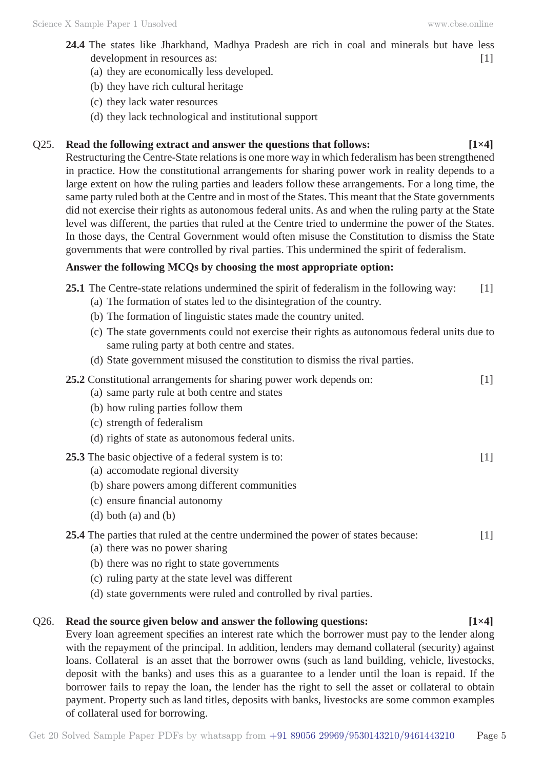**24.4** The states like Jharkhand, Madhya Pradesh are rich in coal and minerals but have less development in resources as: [1]

(a) they are economically less developed.
(b) they have rich cultural heritage
(c) they lack water resources
(d) they lack technological and institutional support

Q25. **Read the following extract and answer the questions that follows: [1×4]**

Restructuring the Centre-State relations is one more way in which federalism has been strengthened in practice. How the constitutional arrangements for sharing power work in reality depends to a large extent on how the ruling parties and leaders follow these arrangements. For a long time, the same party ruled both at the Centre and in most of the States. This meant that the State governments did not exercise their rights as autonomous federal units. As and when the ruling party at the State level was different, the parties that ruled at the Centre tried to undermine the power of the States. In those days, the Central Government would often misuse the Constitution to dismiss the State governments that were controlled by rival parties. This undermined the spirit of federalism.

**Answer the following MCQs by choosing the most appropriate option:**

**25.1** The Centre-state relations undermined the spirit of federalism in the following way: [1]

(a) The formation of states led to the disintegration of the country.
(b) The formation of linguistic states made the country united.
(c) The state governments could not exercise their rights as autonomous federal units due to same ruling party at both centre and states.
(d) State government misused the constitution to dismiss the rival parties.

**25.2** Constitutional arrangements for sharing power work depends on: [1]

(a) same party rule at both centre and states
(b) how ruling parties follow them
(c) strength of federalism
(d) rights of state as autonomous federal units.

**25.3** The basic objective of a federal system is to: [1]

(a) accomodate regional diversity
(b) share powers among different communities
(c) ensure financial autonomy
(d) both (a) and (b)

**25.4** The parties that ruled at the centre undermined the power of states because: [1]

(a) there was no power sharing
(b) there was no right to state governments
(c) ruling party at the state level was different
(d) state governments were ruled and controlled by rival parties.

Q26. **Read the source given below and answer the following questions: [1×4]**

Every loan agreement specifies an interest rate which the borrower must pay to the lender along with the repayment of the principal. In addition, lenders may demand collateral (security) against loans. Collateral is an asset that the borrower owns (such as land building, vehicle, livestocks, deposit with the banks) and uses this as a guarantee to a lender until the loan is repaid. If the borrower fails to repay the loan, the lender has the right to sell the asset or collateral to obtain payment. Property such as land titles, deposits with banks, livestocks are some common examples of collateral used for borrowing.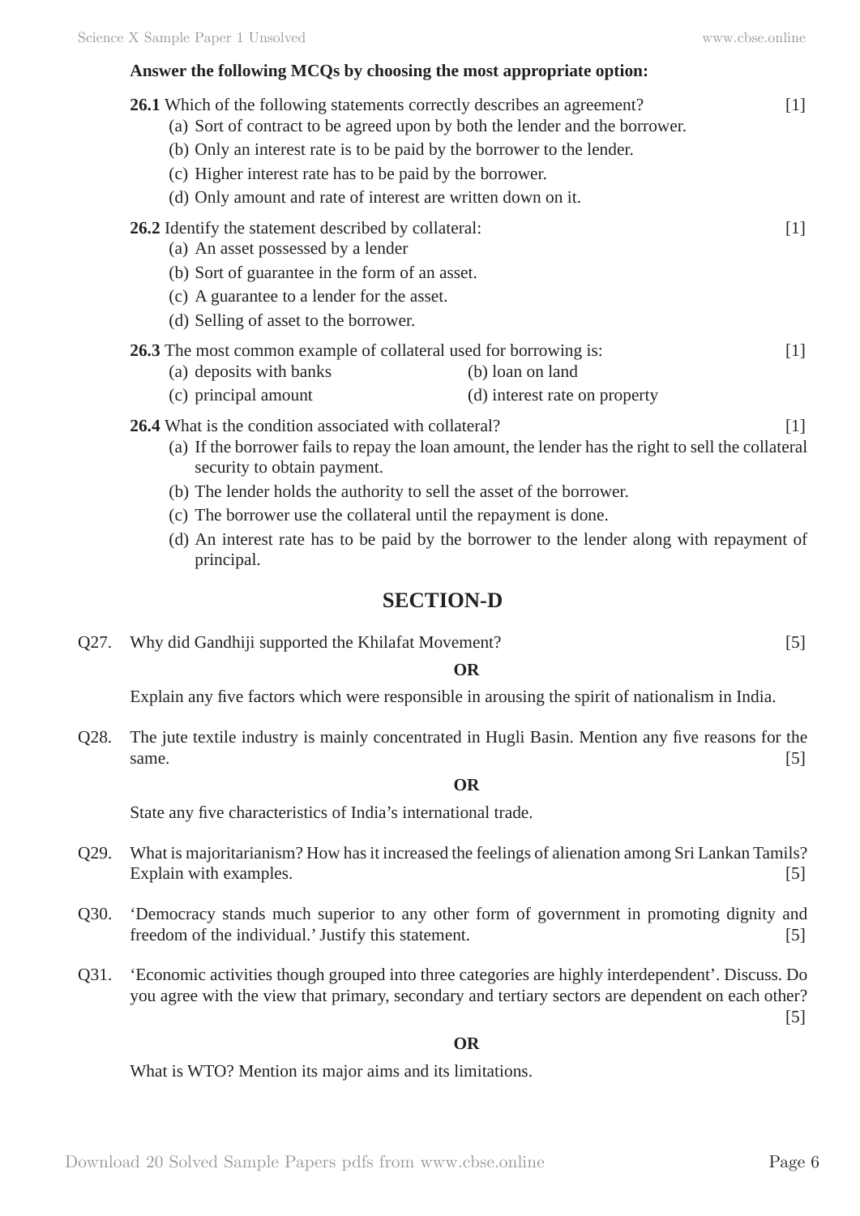**Answer the following MCQs by choosing the most appropriate option:**

**26.1** Which of the following statements correctly describes an agreement? [1]

(a) Sort of contract to be agreed upon by both the lender and the borrower.

(b) Only an interest rate is to be paid by the borrower to the lender.

(c) Higher interest rate has to be paid by the borrower.

(d) Only amount and rate of interest are written down on it.

**26.2** Identify the statement described by collateral: [1]

(a) An asset possessed by a lender

(b) Sort of guarantee in the form of an asset.

(c) A guarantee to a lender for the asset.

(d) Selling of asset to the borrower.

**26.3** The most common example of collateral used for borrowing is: [1]

(a) deposits with banks

(b) loan on land

(c) principal amount

(d) interest rate on property

**26.4** What is the condition associated with collateral? [1]

(a) If the borrower fails to repay the loan amount, the lender has the right to sell the collateral security to obtain payment.

(b) The lender holds the authority to sell the asset of the borrower.

(c) The borrower use the collateral until the repayment is done.

(d) An interest rate has to be paid by the borrower to the lender along with repayment of principal.

## SECTION-D

Q27. Why did Gandhiji supported the Khilafat Movement? [5]

**OR**

Explain any five factors which were responsible in arousing the spirit of nationalism in India.

Q28. The jute textile industry is mainly concentrated in Hugli Basin. Mention any five reasons for the same. [5]

**OR**

State any five characteristics of India's international trade.

Q29. What is majoritarianism? How has it increased the feelings of alienation among Sri Lankan Tamils? Explain with examples. [5]

Q30. 'Democracy stands much superior to any other form of government in promoting dignity and freedom of the individual.' Justify this statement. [5]

Q31. 'Economic activities though grouped into three categories are highly interdependent'. Discuss. Do you agree with the view that primary, secondary and tertiary sectors are dependent on each other? [5]

**OR**

What is WTO? Mention its major aims and its limitations.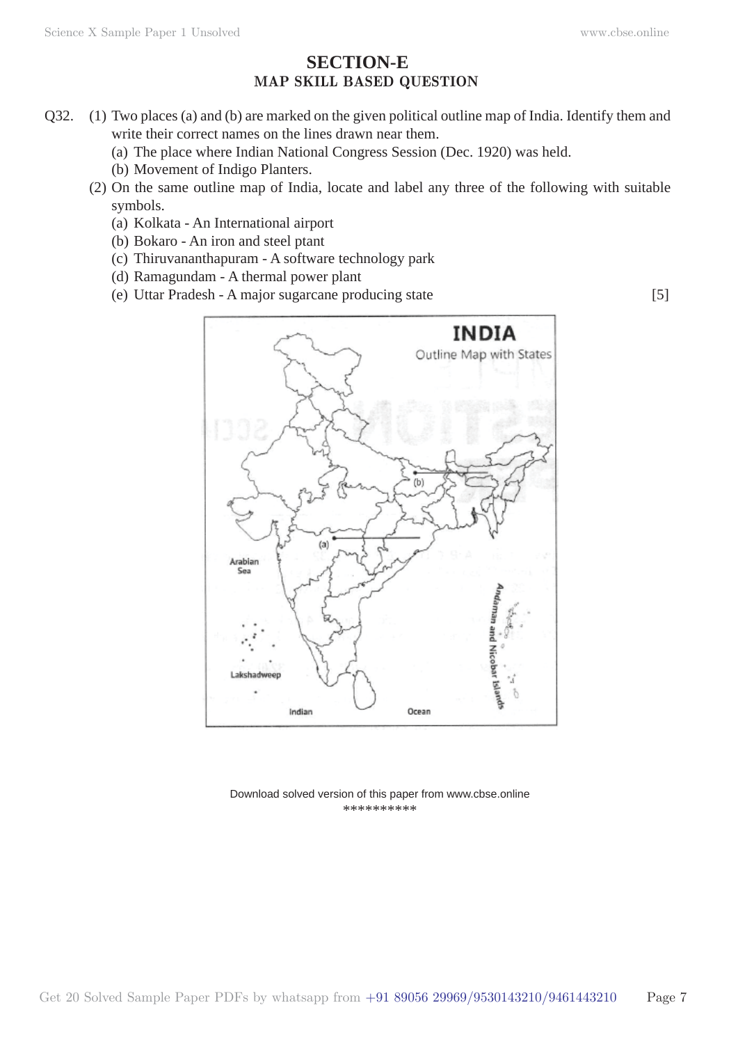## SECTION-E

### MAP SKILL BASED QUESTION

Q32. (1) Two places (a) and (b) are marked on the given political outline map of India. Identify them and write their correct names on the lines drawn near them.

(a) The place where Indian National Congress Session (Dec. 1920) was held.

(b) Movement of Indigo Planters.

(2) On the same outline map of India, locate and label any three of the following with suitable symbols.

(a) Kolkata - An International airport

(b) Bokaro - An iron and steel ptant

(c) Thiruvananthapuram - A software technology park

(d) Ramagundam - A thermal power plant

(e) Uttar Pradesh - A major sugarcane producing state [5]

INDIA

Outline Map with States

(a)

(b)

Arabian Sea

Lakshadweep

Indian

Ocean

Andaman and Nicobar Islands

Download solved version of this paper from www.cbse.online

**********